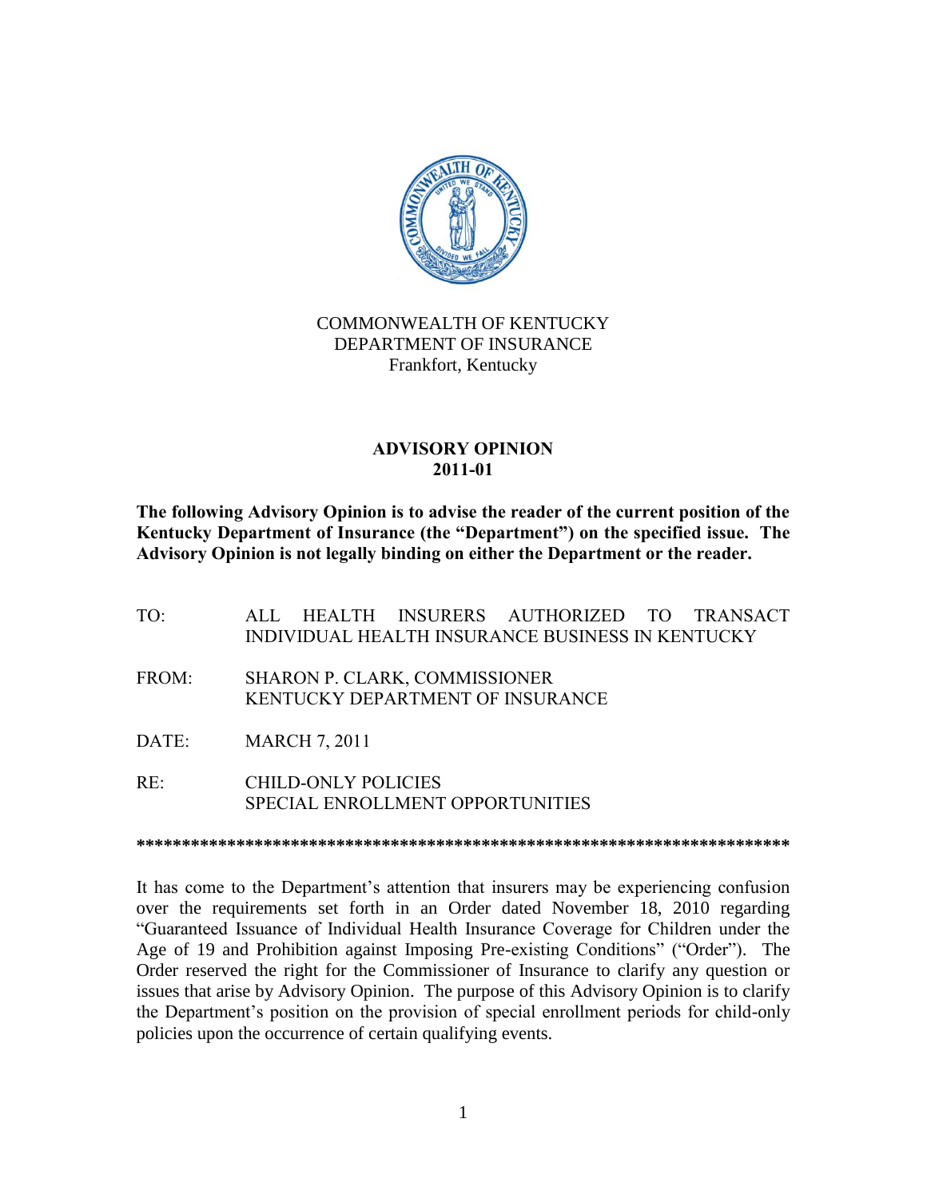COMMONWEALTH OF KENTUCKY
DEPARTMENT OF INSURANCE
Frankfort, Kentucky

# ADVISORY OPINION
# 2011-01

**The following Advisory Opinion is to advise the reader of the current position of the Kentucky Department of Insurance (the "Department") on the specified issue. The Advisory Opinion is not legally binding on either the Department or the reader.**

TO: ALL HEALTH INSURERS AUTHORIZED TO TRANSACT INDIVIDUAL HEALTH INSURANCE BUSINESS IN KENTUCKY

FROM: SHARON P. CLARK, COMMISSIONER
KENTUCKY DEPARTMENT OF INSURANCE

DATE: MARCH 7, 2011

RE: CHILD-ONLY POLICIES
SPECIAL ENROLLMENT OPPORTUNITIES

**************************************************************************

It has come to the Department's attention that insurers may be experiencing confusion over the requirements set forth in an Order dated November 18, 2010 regarding "Guaranteed Issuance of Individual Health Insurance Coverage for Children under the Age of 19 and Prohibition against Imposing Pre-existing Conditions" ("Order"). The Order reserved the right for the Commissioner of Insurance to clarify any question or issues that arise by Advisory Opinion. The purpose of this Advisory Opinion is to clarify the Department's position on the provision of special enrollment periods for child-only policies upon the occurrence of certain qualifying events.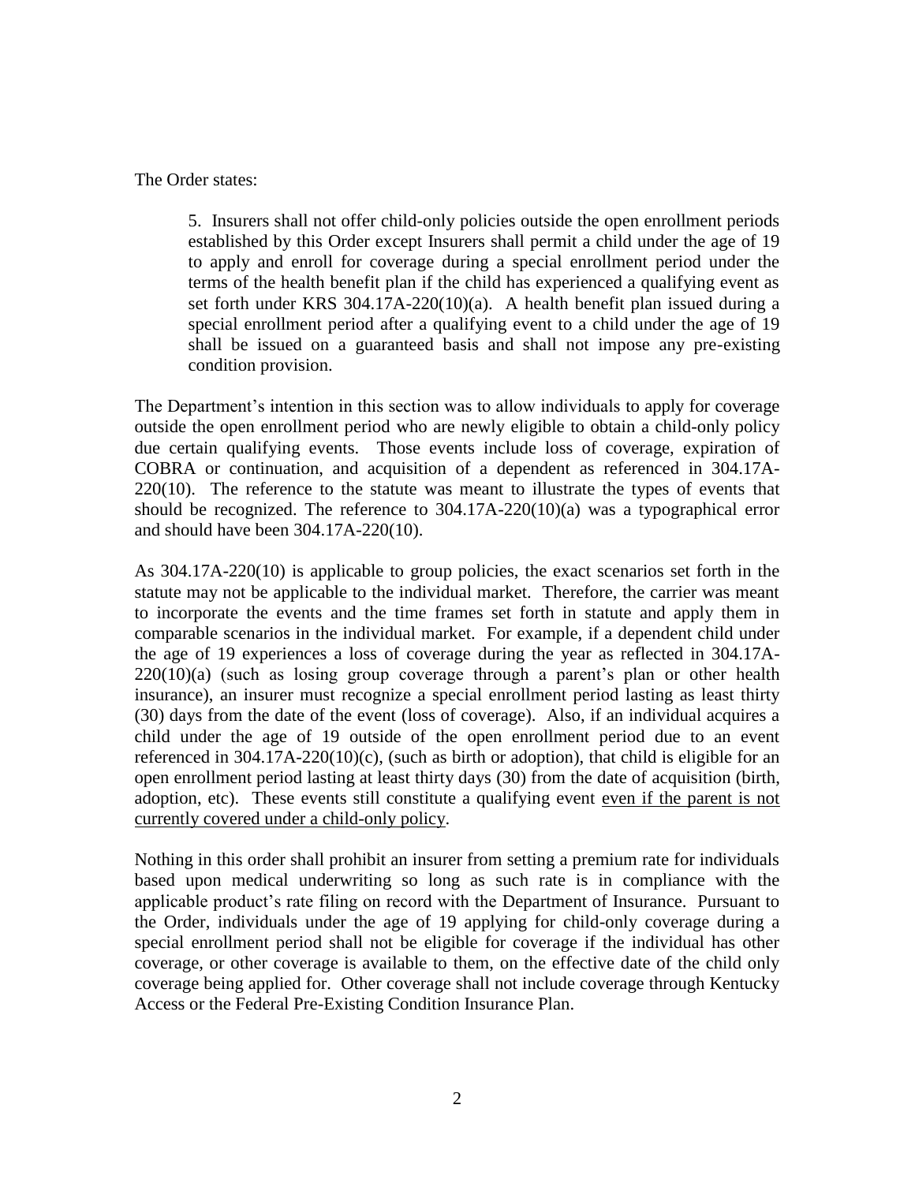The Order states:

> 5. Insurers shall not offer child-only policies outside the open enrollment periods established by this Order except Insurers shall permit a child under the age of 19 to apply and enroll for coverage during a special enrollment period under the terms of the health benefit plan if the child has experienced a qualifying event as set forth under KRS 304.17A-220(10)(a). A health benefit plan issued during a special enrollment period after a qualifying event to a child under the age of 19 shall be issued on a guaranteed basis and shall not impose any pre-existing condition provision.

The Department's intention in this section was to allow individuals to apply for coverage outside the open enrollment period who are newly eligible to obtain a child-only policy due certain qualifying events. Those events include loss of coverage, expiration of COBRA or continuation, and acquisition of a dependent as referenced in 304.17A-220(10). The reference to the statute was meant to illustrate the types of events that should be recognized. The reference to 304.17A-220(10)(a) was a typographical error and should have been 304.17A-220(10).

As 304.17A-220(10) is applicable to group policies, the exact scenarios set forth in the statute may not be applicable to the individual market. Therefore, the carrier was meant to incorporate the events and the time frames set forth in statute and apply them in comparable scenarios in the individual market. For example, if a dependent child under the age of 19 experiences a loss of coverage during the year as reflected in 304.17A-220(10)(a) (such as losing group coverage through a parent's plan or other health insurance), an insurer must recognize a special enrollment period lasting as least thirty (30) days from the date of the event (loss of coverage). Also, if an individual acquires a child under the age of 19 outside of the open enrollment period due to an event referenced in 304.17A-220(10)(c), (such as birth or adoption), that child is eligible for an open enrollment period lasting at least thirty days (30) from the date of acquisition (birth, adoption, etc). These events still constitute a qualifying event <u>even if the parent is not currently covered under a child-only policy</u>.

Nothing in this order shall prohibit an insurer from setting a premium rate for individuals based upon medical underwriting so long as such rate is in compliance with the applicable product's rate filing on record with the Department of Insurance. Pursuant to the Order, individuals under the age of 19 applying for child-only coverage during a special enrollment period shall not be eligible for coverage if the individual has other coverage, or other coverage is available to them, on the effective date of the child only coverage being applied for. Other coverage shall not include coverage through Kentucky Access or the Federal Pre-Existing Condition Insurance Plan.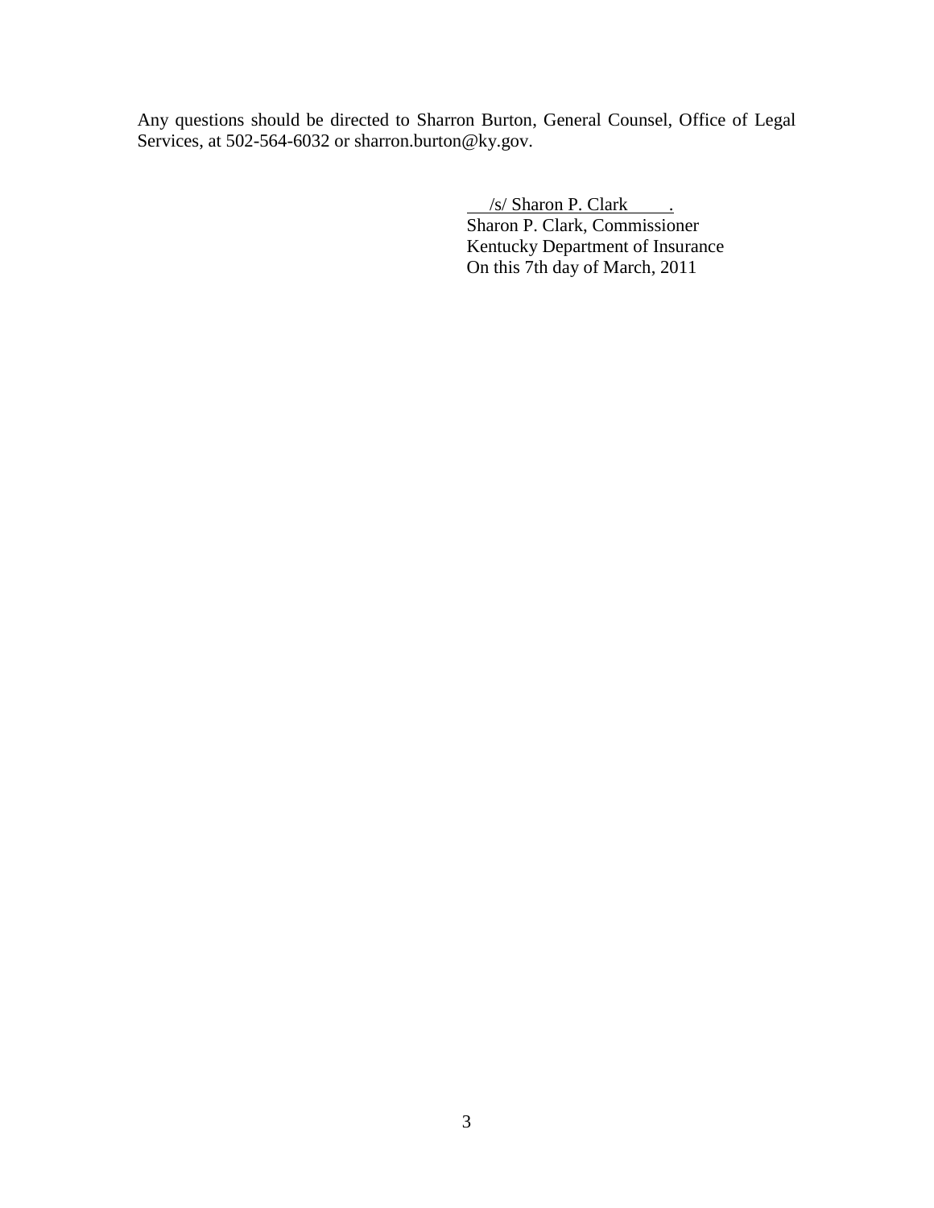Any questions should be directed to Sharron Burton, General Counsel, Office of Legal Services, at 502-564-6032 or sharron.burton@ky.gov.

/s/ Sharon P. Clark .  
Sharon P. Clark, Commissioner  
Kentucky Department of Insurance  
On this 7th day of March, 2011